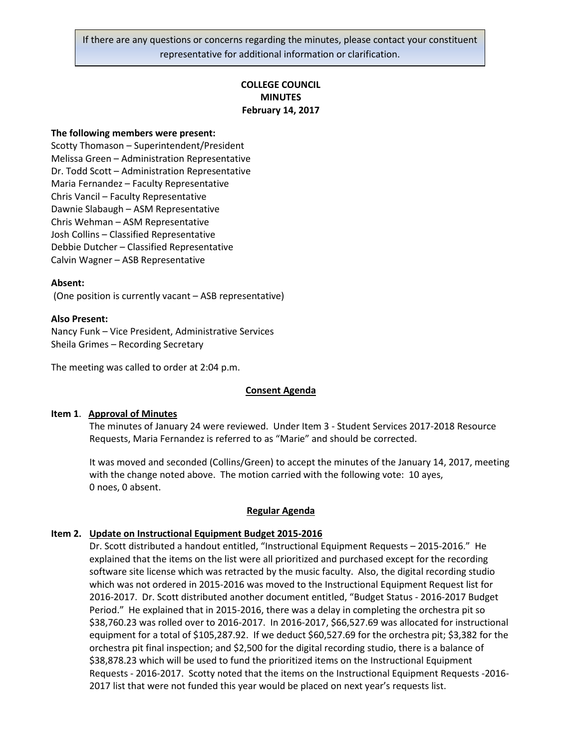If there are any questions or concerns regarding the minutes, please contact your constituent representative for additional information or clarification.

# COLLEGE COUNCIL
# MINUTES
# February 14, 2017

**The following members were present:**

Scotty Thomason – Superintendent/President
Melissa Green – Administration Representative
Dr. Todd Scott – Administration Representative
Maria Fernandez – Faculty Representative
Chris Vancil – Faculty Representative
Dawnie Slabaugh – ASM Representative
Chris Wehman – ASM Representative
Josh Collins – Classified Representative
Debbie Dutcher – Classified Representative
Calvin Wagner – ASB Representative

**Absent:**

(One position is currently vacant – ASB representative)

**Also Present:**

Nancy Funk – Vice President, Administrative Services
Sheila Grimes – Recording Secretary

The meeting was called to order at 2:04 p.m.

## Consent Agenda

**Item 1. Approval of Minutes**

The minutes of January 24 were reviewed. Under Item 3 - Student Services 2017-2018 Resource Requests, Maria Fernandez is referred to as "Marie" and should be corrected.

It was moved and seconded (Collins/Green) to accept the minutes of the January 14, 2017, meeting with the change noted above. The motion carried with the following vote: 10 ayes, 0 noes, 0 absent.

## Regular Agenda

**Item 2. Update on Instructional Equipment Budget 2015-2016**

Dr. Scott distributed a handout entitled, "Instructional Equipment Requests – 2015-2016." He explained that the items on the list were all prioritized and purchased except for the recording software site license which was retracted by the music faculty. Also, the digital recording studio which was not ordered in 2015-2016 was moved to the Instructional Equipment Request list for 2016-2017. Dr. Scott distributed another document entitled, "Budget Status - 2016-2017 Budget Period." He explained that in 2015-2016, there was a delay in completing the orchestra pit so $38,760.23 was rolled over to 2016-2017. In 2016-2017, $66,527.69 was allocated for instructional equipment for a total of $105,287.92. If we deduct $60,527.69 for the orchestra pit; $3,382 for the orchestra pit final inspection; and $2,500 for the digital recording studio, there is a balance of $38,878.23 which will be used to fund the prioritized items on the Instructional Equipment Requests - 2016-2017. Scotty noted that the items on the Instructional Equipment Requests -2016-2017 list that were not funded this year would be placed on next year's requests list.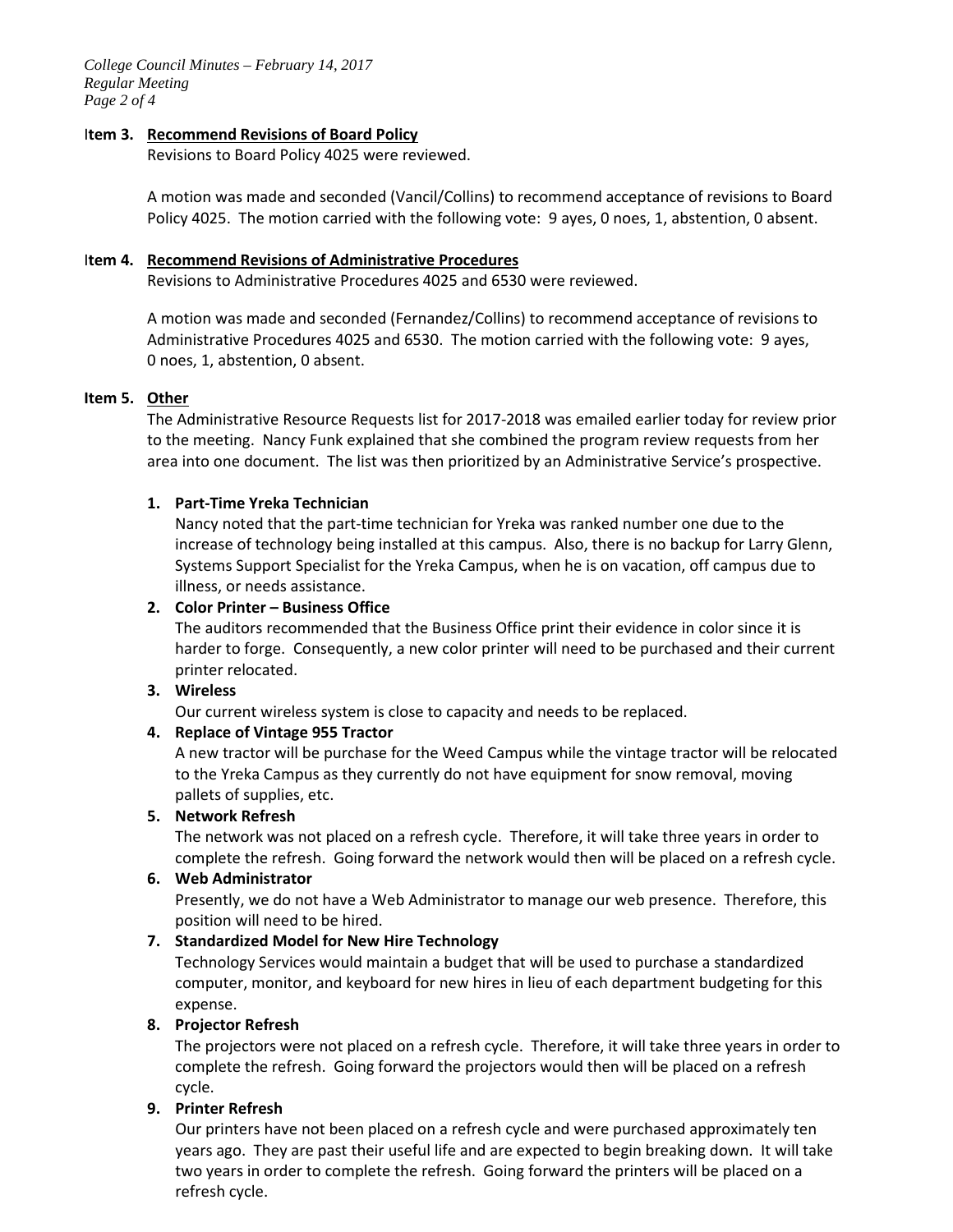**Item 3. Recommend Revisions of Board Policy**

Revisions to Board Policy 4025 were reviewed.

A motion was made and seconded (Vancil/Collins) to recommend acceptance of revisions to Board Policy 4025. The motion carried with the following vote: 9 ayes, 0 noes, 1, abstention, 0 absent.

**Item 4. Recommend Revisions of Administrative Procedures**

Revisions to Administrative Procedures 4025 and 6530 were reviewed.

A motion was made and seconded (Fernandez/Collins) to recommend acceptance of revisions to Administrative Procedures 4025 and 6530. The motion carried with the following vote: 9 ayes, 0 noes, 1, abstention, 0 absent.

**Item 5. Other**

The Administrative Resource Requests list for 2017-2018 was emailed earlier today for review prior to the meeting. Nancy Funk explained that she combined the program review requests from her area into one document. The list was then prioritized by an Administrative Service's prospective.

1. **Part-Time Yreka Technician**
   Nancy noted that the part-time technician for Yreka was ranked number one due to the increase of technology being installed at this campus. Also, there is no backup for Larry Glenn, Systems Support Specialist for the Yreka Campus, when he is on vacation, off campus due to illness, or needs assistance.
2. **Color Printer – Business Office**
   The auditors recommended that the Business Office print their evidence in color since it is harder to forge. Consequently, a new color printer will need to be purchased and their current printer relocated.
3. **Wireless**
   Our current wireless system is close to capacity and needs to be replaced.
4. **Replace of Vintage 955 Tractor**
   A new tractor will be purchase for the Weed Campus while the vintage tractor will be relocated to the Yreka Campus as they currently do not have equipment for snow removal, moving pallets of supplies, etc.
5. **Network Refresh**
   The network was not placed on a refresh cycle. Therefore, it will take three years in order to complete the refresh. Going forward the network would then will be placed on a refresh cycle.
6. **Web Administrator**
   Presently, we do not have a Web Administrator to manage our web presence. Therefore, this position will need to be hired.
7. **Standardized Model for New Hire Technology**
   Technology Services would maintain a budget that will be used to purchase a standardized computer, monitor, and keyboard for new hires in lieu of each department budgeting for this expense.
8. **Projector Refresh**
   The projectors were not placed on a refresh cycle. Therefore, it will take three years in order to complete the refresh. Going forward the projectors would then will be placed on a refresh cycle.
9. **Printer Refresh**
   Our printers have not been placed on a refresh cycle and were purchased approximately ten years ago. They are past their useful life and are expected to begin breaking down. It will take two years in order to complete the refresh. Going forward the printers will be placed on a refresh cycle.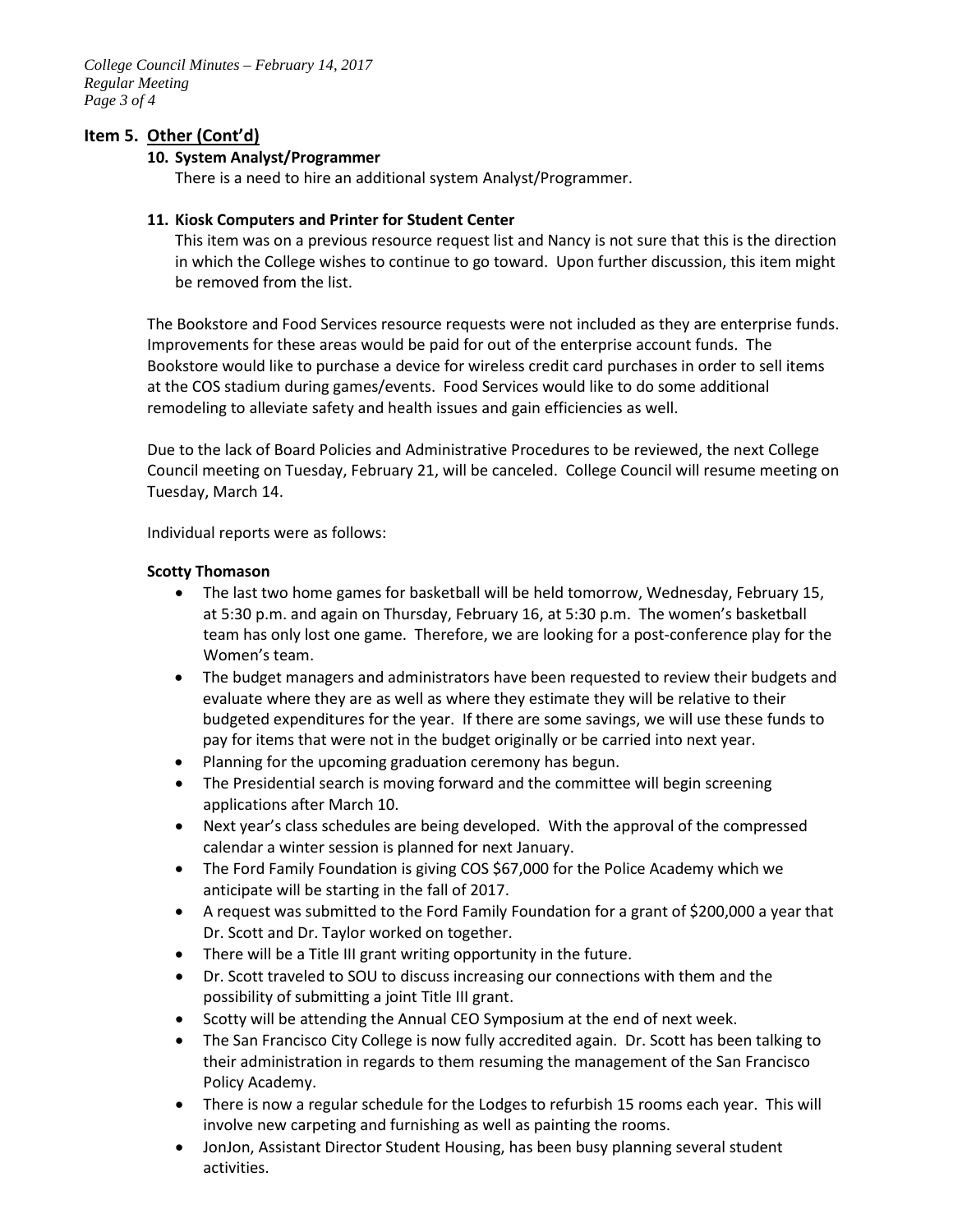## Item 5. Other (Cont'd)

**10. System Analyst/Programmer**

There is a need to hire an additional system Analyst/Programmer.

**11. Kiosk Computers and Printer for Student Center**

This item was on a previous resource request list and Nancy is not sure that this is the direction in which the College wishes to continue to go toward. Upon further discussion, this item might be removed from the list.

The Bookstore and Food Services resource requests were not included as they are enterprise funds. Improvements for these areas would be paid for out of the enterprise account funds. The Bookstore would like to purchase a device for wireless credit card purchases in order to sell items at the COS stadium during games/events. Food Services would like to do some additional remodeling to alleviate safety and health issues and gain efficiencies as well.

Due to the lack of Board Policies and Administrative Procedures to be reviewed, the next College Council meeting on Tuesday, February 21, will be canceled. College Council will resume meeting on Tuesday, March 14.

Individual reports were as follows:

**Scotty Thomason**

- The last two home games for basketball will be held tomorrow, Wednesday, February 15, at 5:30 p.m. and again on Thursday, February 16, at 5:30 p.m. The women's basketball team has only lost one game. Therefore, we are looking for a post-conference play for the Women's team.
- The budget managers and administrators have been requested to review their budgets and evaluate where they are as well as where they estimate they will be relative to their budgeted expenditures for the year. If there are some savings, we will use these funds to pay for items that were not in the budget originally or be carried into next year.
- Planning for the upcoming graduation ceremony has begun.
- The Presidential search is moving forward and the committee will begin screening applications after March 10.
- Next year's class schedules are being developed. With the approval of the compressed calendar a winter session is planned for next January.
- The Ford Family Foundation is giving COS $67,000 for the Police Academy which we anticipate will be starting in the fall of 2017.
- A request was submitted to the Ford Family Foundation for a grant of $200,000 a year that Dr. Scott and Dr. Taylor worked on together.
- There will be a Title III grant writing opportunity in the future.
- Dr. Scott traveled to SOU to discuss increasing our connections with them and the possibility of submitting a joint Title III grant.
- Scotty will be attending the Annual CEO Symposium at the end of next week.
- The San Francisco City College is now fully accredited again. Dr. Scott has been talking to their administration in regards to them resuming the management of the San Francisco Policy Academy.
- There is now a regular schedule for the Lodges to refurbish 15 rooms each year. This will involve new carpeting and furnishing as well as painting the rooms.
- JonJon, Assistant Director Student Housing, has been busy planning several student activities.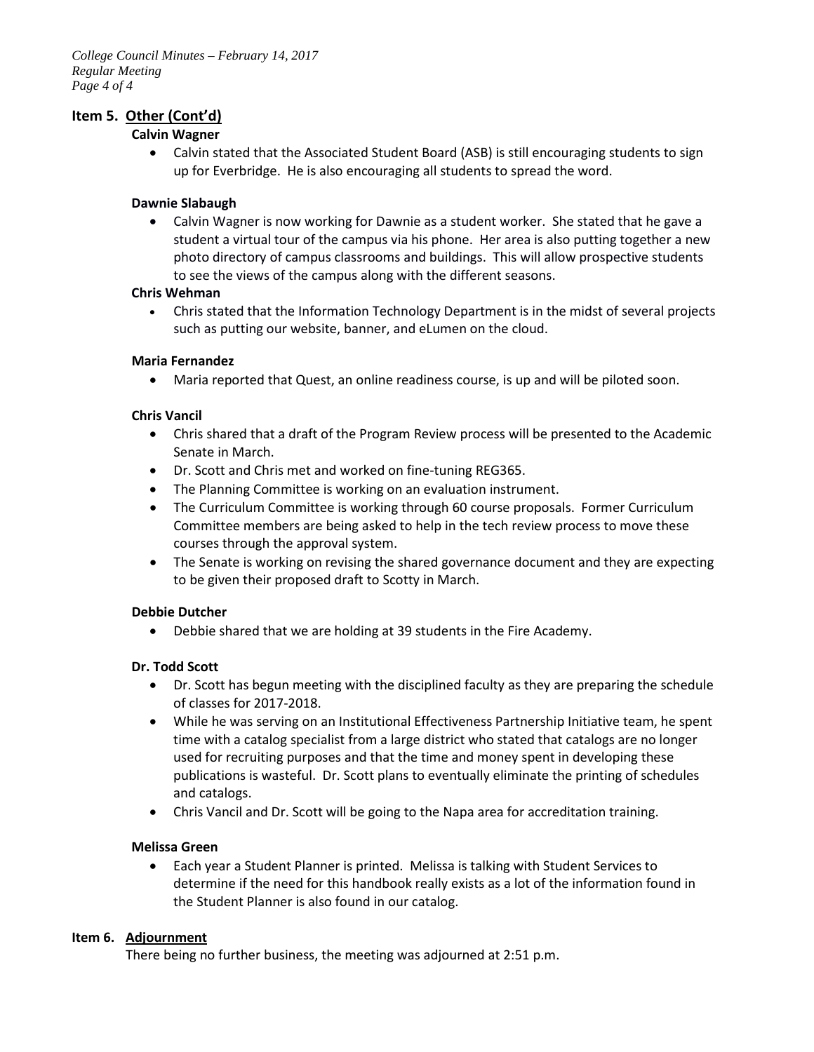## Item 5. Other (Cont'd)

**Calvin Wagner**

- Calvin stated that the Associated Student Board (ASB) is still encouraging students to sign up for Everbridge. He is also encouraging all students to spread the word.

**Dawnie Slabaugh**

- Calvin Wagner is now working for Dawnie as a student worker. She stated that he gave a student a virtual tour of the campus via his phone. Her area is also putting together a new photo directory of campus classrooms and buildings. This will allow prospective students to see the views of the campus along with the different seasons.

**Chris Wehman**

- Chris stated that the Information Technology Department is in the midst of several projects such as putting our website, banner, and eLumen on the cloud.

**Maria Fernandez**

- Maria reported that Quest, an online readiness course, is up and will be piloted soon.

**Chris Vancil**

- Chris shared that a draft of the Program Review process will be presented to the Academic Senate in March.
- Dr. Scott and Chris met and worked on fine-tuning REG365.
- The Planning Committee is working on an evaluation instrument.
- The Curriculum Committee is working through 60 course proposals. Former Curriculum Committee members are being asked to help in the tech review process to move these courses through the approval system.
- The Senate is working on revising the shared governance document and they are expecting to be given their proposed draft to Scotty in March.

**Debbie Dutcher**

- Debbie shared that we are holding at 39 students in the Fire Academy.

**Dr. Todd Scott**

- Dr. Scott has begun meeting with the disciplined faculty as they are preparing the schedule of classes for 2017-2018.
- While he was serving on an Institutional Effectiveness Partnership Initiative team, he spent time with a catalog specialist from a large district who stated that catalogs are no longer used for recruiting purposes and that the time and money spent in developing these publications is wasteful. Dr. Scott plans to eventually eliminate the printing of schedules and catalogs.
- Chris Vancil and Dr. Scott will be going to the Napa area for accreditation training.

**Melissa Green**

- Each year a Student Planner is printed. Melissa is talking with Student Services to determine if the need for this handbook really exists as a lot of the information found in the Student Planner is also found in our catalog.

## Item 6. Adjournment

There being no further business, the meeting was adjourned at 2:51 p.m.